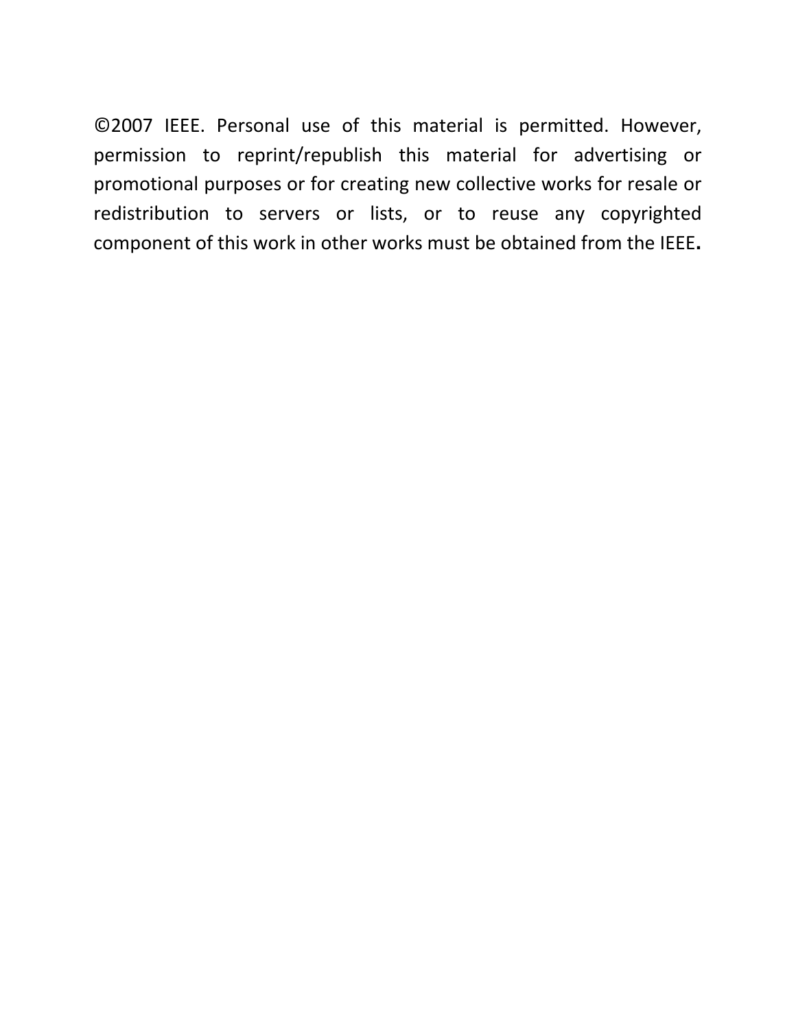©2007 IEEE. Personal use of this material is permitted. However, permission to reprint/republish this material for advertising or promotional purposes or for creating new collective works for resale or redistribution to servers or lists, or to reuse any copyrighted component of this work in other works must be obtained from the IEEE**.**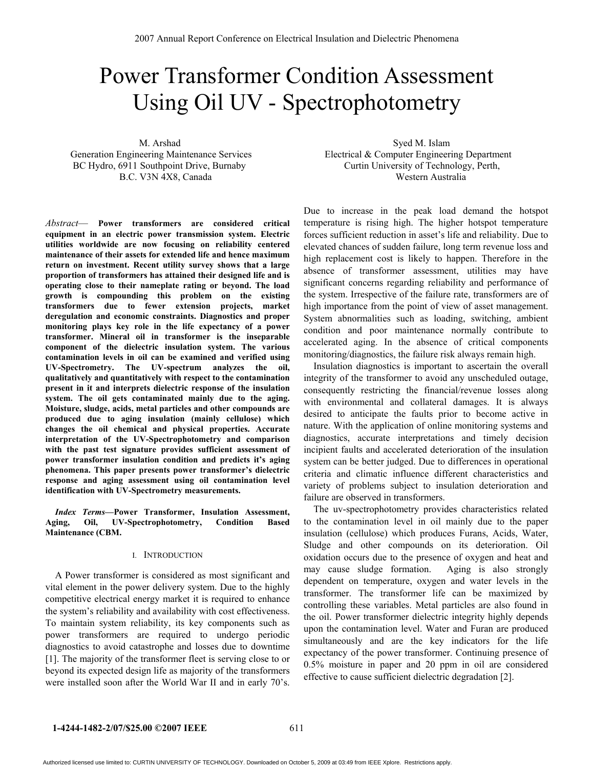# Power Transformer Condition Assessment Using Oil UV - Spectrophotometry

M. Arshad
Generation Engineering Maintenance Services
BC Hydro, 6911 Southpoint Drive, Burnaby
B.C. V3N 4X8, Canada

Syed M. Islam
Electrical & Computer Engineering Department
Curtin University of Technology, Perth,
Western Australia

*Abstract*— **Power transformers are considered critical equipment in an electric power transmission system. Electric utilities worldwide are now focusing on reliability centered maintenance of their assets for extended life and hence maximum return on investment. Recent utility survey shows that a large proportion of transformers has attained their designed life and is operating close to their nameplate rating or beyond. The load growth is compounding this problem on the existing transformers due to fewer extension projects, market deregulation and economic constraints. Diagnostics and proper monitoring plays key role in the life expectancy of a power transformer. Mineral oil in transformer is the inseparable component of the dielectric insulation system. The various contamination levels in oil can be examined and verified using UV-Spectrometry. The UV-spectrum analyzes the oil, qualitatively and quantitatively with respect to the contamination present in it and interprets dielectric response of the insulation system. The oil gets contaminated mainly due to the aging. Moisture, sludge, acids, metal particles and other compounds are produced due to aging insulation (mainly cellulose) which changes the oil chemical and physical properties. Accurate interpretation of the UV-Spectrophotometry and comparison with the past test signature provides sufficient assessment of power transformer insulation condition and predicts it's aging phenomena. This paper presents power transformer's dielectric response and aging assessment using oil contamination level identification with UV-Spectrometry measurements.**

***Index Terms*—Power Transformer, Insulation Assessment, Aging, Oil, UV-Spectrophotometry, Condition Based Maintenance (CBM.**

## I. Introduction

A Power transformer is considered as most significant and vital element in the power delivery system. Due to the highly competitive electrical energy market it is required to enhance the system's reliability and availability with cost effectiveness. To maintain system reliability, its key components such as power transformers are required to undergo periodic diagnostics to avoid catastrophe and losses due to downtime [1]. The majority of the transformer fleet is serving close to or beyond its expected design life as majority of the transformers were installed soon after the World War II and in early 70's. Due to increase in the peak load demand the hotspot temperature is rising high. The higher hotspot temperature forces sufficient reduction in asset's life and reliability. Due to elevated chances of sudden failure, long term revenue loss and high replacement cost is likely to happen. Therefore in the absence of transformer assessment, utilities may have significant concerns regarding reliability and performance of the system. Irrespective of the failure rate, transformers are of high importance from the point of view of asset management. System abnormalities such as loading, switching, ambient condition and poor maintenance normally contribute to accelerated aging. In the absence of critical components monitoring/diagnostics, the failure risk always remain high.

Insulation diagnostics is important to ascertain the overall integrity of the transformer to avoid any unscheduled outage, consequently restricting the financial/revenue losses along with environmental and collateral damages. It is always desired to anticipate the faults prior to become active in nature. With the application of online monitoring systems and diagnostics, accurate interpretations and timely decision incipient faults and accelerated deterioration of the insulation system can be better judged. Due to differences in operational criteria and climatic influence different characteristics and variety of problems subject to insulation deterioration and failure are observed in transformers.

The uv-spectrophotometry provides characteristics related to the contamination level in oil mainly due to the paper insulation (cellulose) which produces Furans, Acids, Water, Sludge and other compounds on its deterioration. Oil oxidation occurs due to the presence of oxygen and heat and may cause sludge formation. Aging is also strongly dependent on temperature, oxygen and water levels in the transformer. The transformer life can be maximized by controlling these variables. Metal particles are also found in the oil. Power transformer dielectric integrity highly depends upon the contamination level. Water and Furan are produced simultaneously and are the key indicators for the life expectancy of the power transformer. Continuing presence of 0.5% moisture in paper and 20 ppm in oil are considered effective to cause sufficient dielectric degradation [2].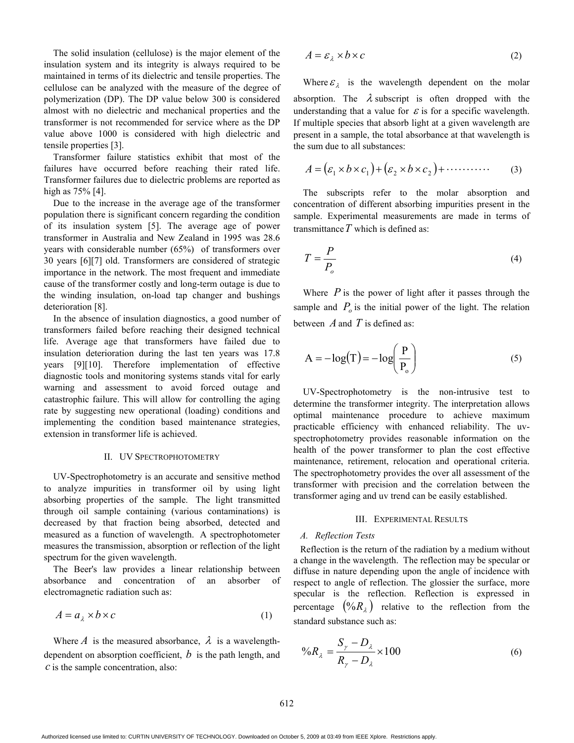The solid insulation (cellulose) is the major element of the insulation system and its integrity is always required to be maintained in terms of its dielectric and tensile properties. The cellulose can be analyzed with the measure of the degree of polymerization (DP). The DP value below 300 is considered almost with no dielectric and mechanical properties and the transformer is not recommended for service where as the DP value above 1000 is considered with high dielectric and tensile properties [3].

Transformer failure statistics exhibit that most of the failures have occurred before reaching their rated life. Transformer failures due to dielectric problems are reported as high as 75% [4].

Due to the increase in the average age of the transformer population there is significant concern regarding the condition of its insulation system [5]. The average age of power transformer in Australia and New Zealand in 1995 was 28.6 years with considerable number (65%) of transformers over 30 years [6][7] old. Transformers are considered of strategic importance in the network. The most frequent and immediate cause of the transformer costly and long-term outage is due to the winding insulation, on-load tap changer and bushings deterioration [8].

In the absence of insulation diagnostics, a good number of transformers failed before reaching their designed technical life. Average age that transformers have failed due to insulation deterioration during the last ten years was 17.8 years [9][10]. Therefore implementation of effective diagnostic tools and monitoring systems stands vital for early warning and assessment to avoid forced outage and catastrophic failure. This will allow for controlling the aging rate by suggesting new operational (loading) conditions and implementing the condition based maintenance strategies, extension in transformer life is achieved.

## II. UV Spectrophotometry

UV-Spectrophotometry is an accurate and sensitive method to analyze impurities in transformer oil by using light absorbing properties of the sample. The light transmitted through oil sample containing (various contaminations) is decreased by that fraction being absorbed, detected and measured as a function of wavelength. A spectrophotometer measures the transmission, absorption or reflection of the light spectrum for the given wavelength.

The Beer's law provides a linear relationship between absorbance and concentration of an absorber of electromagnetic radiation such as:

$$A = a_{\lambda} \times b \times c \tag{1}$$

Where $A$ is the measured absorbance, $\lambda$ is a wavelength-dependent on absorption coefficient, $b$ is the path length, and $c$ is the sample concentration, also:

$$A = \varepsilon_{\lambda} \times b \times c \tag{2}$$

Where $\varepsilon_{\lambda}$ is the wavelength dependent on the molar absorption. The $\lambda$ subscript is often dropped with the understanding that a value for $\varepsilon$ is for a specific wavelength. If multiple species that absorb light at a given wavelength are present in a sample, the total absorbance at that wavelength is the sum due to all substances:

$$A = (\varepsilon_1 \times b \times c_1) + (\varepsilon_2 \times b \times c_2) + \cdots\cdots\cdots\cdots \tag{3}$$

The subscripts refer to the molar absorption and concentration of different absorbing impurities present in the sample. Experimental measurements are made in terms of transmittance $T$ which is defined as:

$$T = \frac{P}{P_o} \tag{4}$$

Where $P$ is the power of light after it passes through the sample and $P_o$ is the initial power of the light. The relation between $A$ and $T$ is defined as:

$$\mathrm{A} = -\log(\mathrm{T}) = -\log\left(\frac{\mathrm{P}}{\mathrm{P_o}}\right) \tag{5}$$

UV-Spectrophotometry is the non-intrusive test to determine the transformer integrity. The interpretation allows optimal maintenance procedure to achieve maximum practicable efficiency with enhanced reliability. The uv-spectrophotometry provides reasonable information on the health of the power transformer to plan the cost effective maintenance, retirement, relocation and operational criteria. The spectrophotometry provides the over all assessment of the transformer with precision and the correlation between the transformer aging and uv trend can be easily established.

## III. Experimental Results

### A. Reflection Tests

Reflection is the return of the radiation by a medium without a change in the wavelength. The reflection may be specular or diffuse in nature depending upon the angle of incidence with respect to angle of reflection. The glossier the surface, more specular is the reflection. Reflection is expressed in percentage $(\%R_{\lambda})$ relative to the reflection from the standard substance such as:

$$\%R_{\lambda} = \frac{S_{\gamma} - D_{\lambda}}{R_{\gamma} - D_{\lambda}} \times 100 \tag{6}$$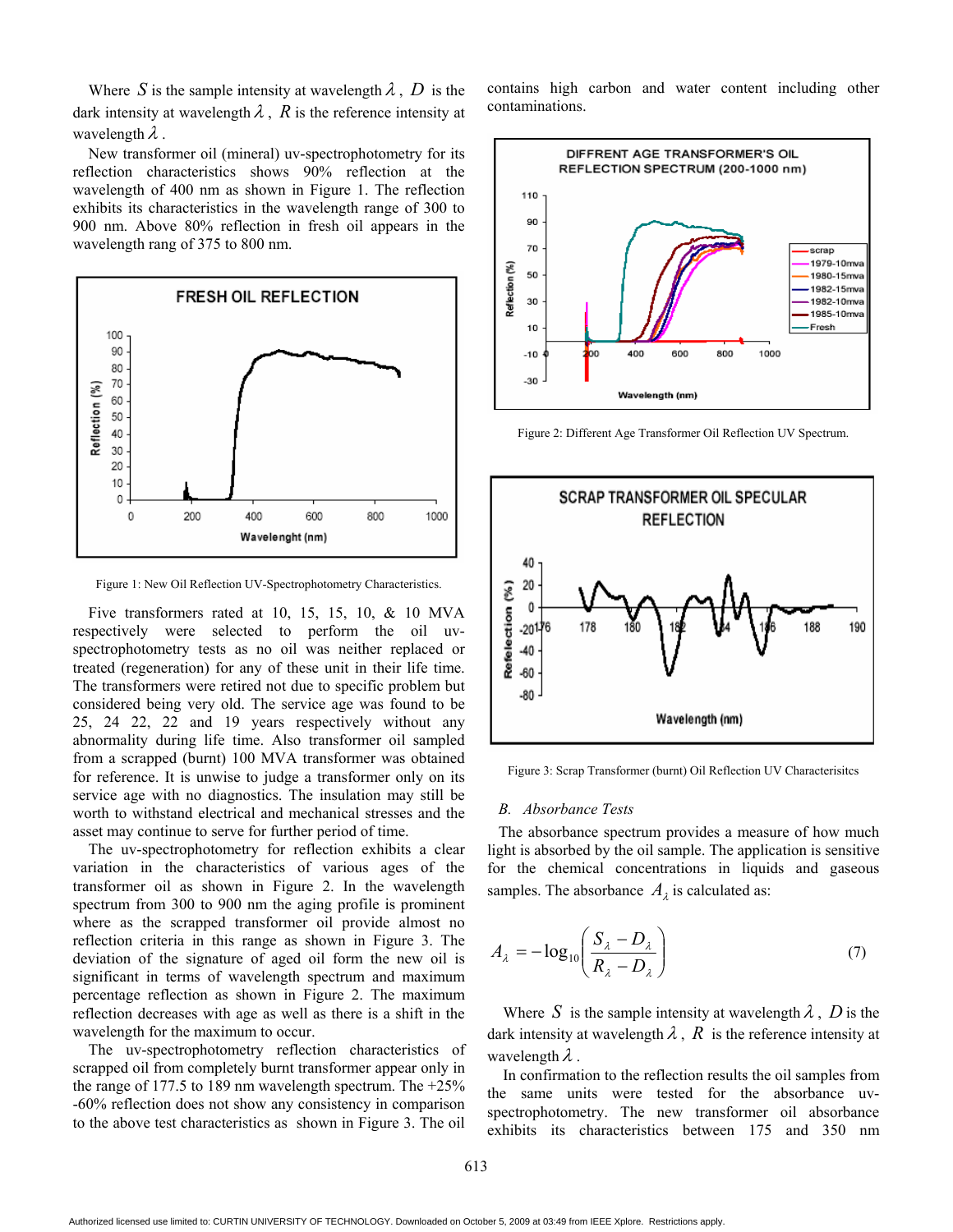Where $S$ is the sample intensity at wavelength $\lambda$, $D$ is the dark intensity at wavelength $\lambda$, $R$ is the reference intensity at wavelength $\lambda$.

New transformer oil (mineral) uv-spectrophotometry for its reflection characteristics shows 90% reflection at the wavelength of 400 nm as shown in Figure 1. The reflection exhibits its characteristics in the wavelength range of 300 to 900 nm. Above 80% reflection in fresh oil appears in the wavelength rang of 375 to 800 nm.

Figure 1: New Oil Reflection UV-Spectrophotometry Characteristics.

Five transformers rated at 10, 15, 15, 10, & 10 MVA respectively were selected to perform the oil uv-spectrophotometry tests as no oil was neither replaced or treated (regeneration) for any of these unit in their life time. The transformers were retired not due to specific problem but considered being very old. The service age was found to be 25, 24 22, 22 and 19 years respectively without any abnormality during life time. Also transformer oil sampled from a scrapped (burnt) 100 MVA transformer was obtained for reference. It is unwise to judge a transformer only on its service age with no diagnostics. The insulation may still be worth to withstand electrical and mechanical stresses and the asset may continue to serve for further period of time.

The uv-spectrophotometry for reflection exhibits a clear variation in the characteristics of various ages of the transformer oil as shown in Figure 2. In the wavelength spectrum from 300 to 900 nm the aging profile is prominent where as the scrapped transformer oil provide almost no reflection criteria in this range as shown in Figure 3. The deviation of the signature of aged oil form the new oil is significant in terms of wavelength spectrum and maximum percentage reflection as shown in Figure 2. The maximum reflection decreases with age as well as there is a shift in the wavelength for the maximum to occur.

The uv-spectrophotometry reflection characteristics of scrapped oil from completely burnt transformer appear only in the range of 177.5 to 189 nm wavelength spectrum. The +25% -60% reflection does not show any consistency in comparison to the above test characteristics as shown in Figure 3. The oil contains high carbon and water content including other contaminations.

Figure 2: Different Age Transformer Oil Reflection UV Spectrum.

Figure 3: Scrap Transformer (burnt) Oil Reflection UV Characterisitcs

### B. *Absorbance Tests*

The absorbance spectrum provides a measure of how much light is absorbed by the oil sample. The application is sensitive for the chemical concentrations in liquids and gaseous samples. The absorbance $A_\lambda$ is calculated as:

$$A_\lambda = -\log_{10}\left(\frac{S_\lambda - D_\lambda}{R_\lambda - D_\lambda}\right) \tag{7}$$

Where $S$ is the sample intensity at wavelength $\lambda$, $D$ is the dark intensity at wavelength $\lambda$, $R$ is the reference intensity at wavelength $\lambda$.

In confirmation to the reflection results the oil samples from the same units were tested for the absorbance uv-spectrophotometry. The new transformer oil absorbance exhibits its characteristics between 175 and 350 nm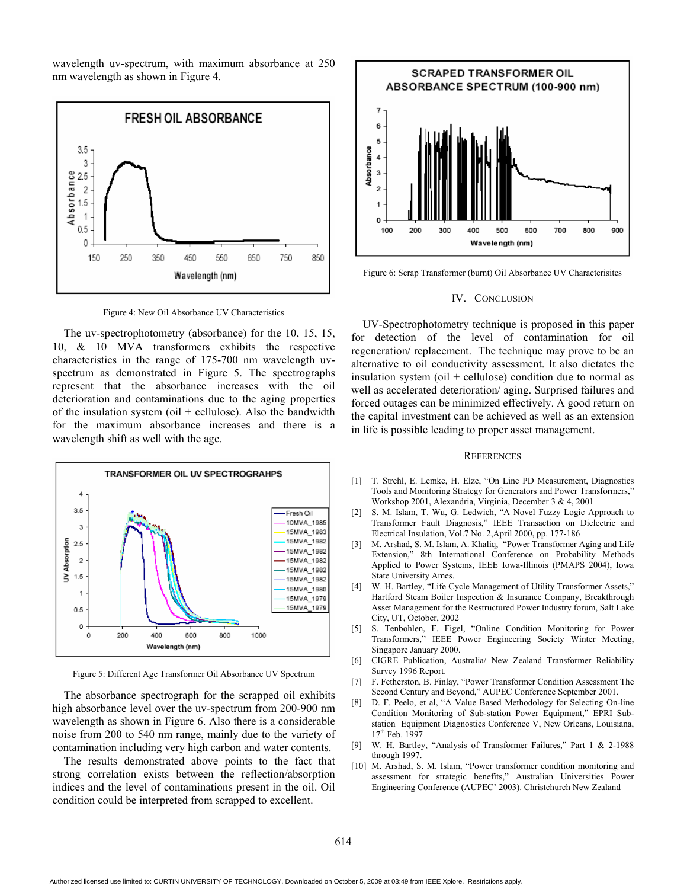wavelength uv-spectrum, with maximum absorbance at 250 nm wavelength as shown in Figure 4.

FRESH OIL ABSORBANCE

Absorbance

3.5
3
2.5
2
1.5
1
0.5
0

150 250 350 450 550 650 750 850

Wavelength (nm)

Figure 4: New Oil Absorbance UV Characteristics

The uv-spectrophotometry (absorbance) for the 10, 15, 15, 10, & 10 MVA transformers exhibits the respective characteristics in the range of 175-700 nm wavelength uv-spectrum as demonstrated in Figure 5. The spectrographs represent that the absorbance increases with the oil deterioration and contaminations due to the aging properties of the insulation system (oil + cellulose). Also the bandwidth for the maximum absorbance increases and there is a wavelength shift as well with the age.

TRANSFORMER OIL UV SPECTROGRAHPS

UV Absorption

4
3.5
3
2.5
2
1.5
1
0.5
0

0 200 400 600 800 1000

Wavelength (nm)

Fresh Oil
10MVA_1985
15MVA_1983
15MVA_1982
15MVA_1982
15MVA_1982
15MVA_1982
15MVA_1982
15MVA_1980
15MVA_1979
15MVA_1979

Figure 5: Different Age Transformer Oil Absorbance UV Spectrum

The absorbance spectrograph for the scrapped oil exhibits high absorbance level over the uv-spectrum from 200-900 nm wavelength as shown in Figure 6. Also there is a considerable noise from 200 to 540 nm range, mainly due to the variety of contamination including very high carbon and water contents.

The results demonstrated above points to the fact that strong correlation exists between the reflection/absorption indices and the level of contaminations present in the oil. Oil condition could be interpreted from scrapped to excellent.

SCRAPED TRANSFORMER OIL ABSORBANCE SPECTRUM (100-900 nm)

Absorbance

7
6
5
4
3
2
1
0

100 200 300 400 500 600 700 800 900

Wavelength (nm)

Figure 6: Scrap Transformer (burnt) Oil Absorbance UV Characterisitcs

## IV. Conclusion

UV-Spectrophotometry technique is proposed in this paper for detection of the level of contamination for oil regeneration/ replacement. The technique may prove to be an alternative to oil conductivity assessment. It also dictates the insulation system (oil + cellulose) condition due to normal as well as accelerated deterioration/ aging. Surprised failures and forced outages can be minimized effectively. A good return on the capital investment can be achieved as well as an extension in life is possible leading to proper asset management.

## References

[1] T. Strehl, E. Lemke, H. Elze, "On Line PD Measurement, Diagnostics Tools and Monitoring Strategy for Generators and Power Transformers," Workshop 2001, Alexandria, Virginia, December 3 & 4, 2001

[2] S. M. Islam, T. Wu, G. Ledwich, "A Novel Fuzzy Logic Approach to Transformer Fault Diagnosis," IEEE Transaction on Dielectric and Electrical Insulation, Vol.7 No. 2,April 2000, pp. 177-186

[3] M. Arshad, S. M. Islam, A. Khaliq, "Power Transformer Aging and Life Extension," 8th International Conference on Probability Methods Applied to Power Systems, IEEE Iowa-Illinois (PMAPS 2004), Iowa State University Ames.

[4] W. H. Bartley, "Life Cycle Management of Utility Transformer Assets," Hartford Steam Boiler Inspection & Insurance Company, Breakthrough Asset Management for the Restructured Power Industry forum, Salt Lake City, UT, October, 2002

[5] S. Tenbohlen, F. Figel, "Online Condition Monitoring for Power Transformers," IEEE Power Engineering Society Winter Meeting, Singapore January 2000.

[6] CIGRE Publication, Australia/ New Zealand Transformer Reliability Survey 1996 Report.

[7] F. Fetherston, B. Finlay, "Power Transformer Condition Assessment The Second Century and Beyond," AUPEC Conference September 2001.

[8] D. F. Peelo, et al, "A Value Based Methodology for Selecting On-line Condition Monitoring of Sub-station Power Equipment," EPRI Sub-station Equipment Diagnostics Conference V, New Orleans, Louisiana, 17th Feb. 1997

[9] W. H. Bartley, "Analysis of Transformer Failures," Part 1 & 2-1988 through 1997.

[10] M. Arshad, S. M. Islam, "Power transformer condition monitoring and assessment for strategic benefits," Australian Universities Power Engineering Conference (AUPEC' 2003). Christchurch New Zealand